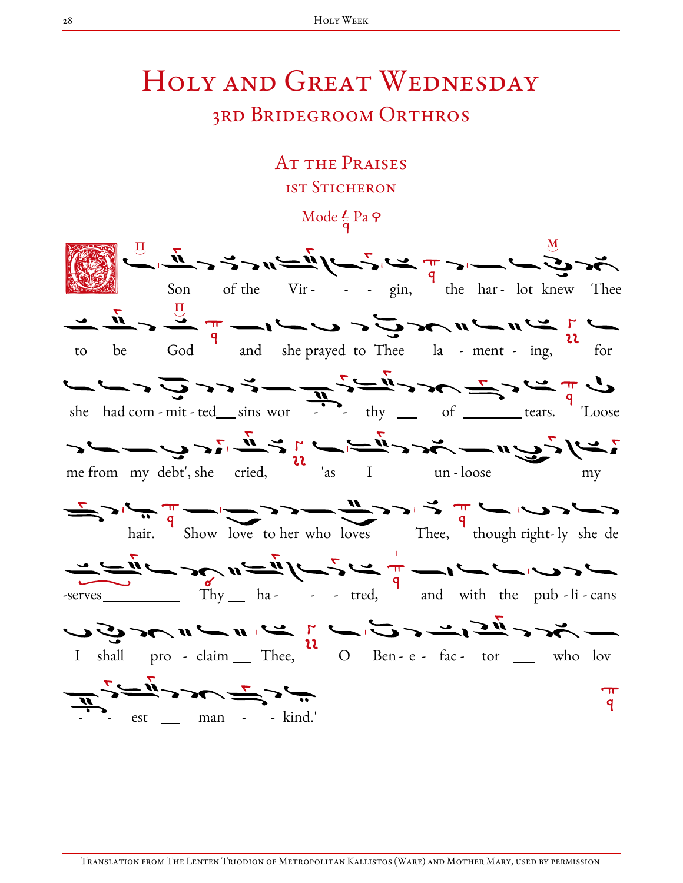# Holy and Great Wednesday

## 3rd Bridegroom Orthros

### At the Praises

#### 1st Sticheron

Mode Pa

Son ___ of the ___ Vir - - - gin, the har - lot knew Thee to be ___ God and she prayed to Thee la - ment - ing, for she had com - mit - ted___ sins wor - - thy ___ of _______ tears. 'Loose me from my debt', she_ cried,___ 'as I ___ un - loose ________ my _ ________ hair. Show love to her who loves_____ Thee, though right- ly she de -serves__________ Thy __ ha - - - tred, and with the pub - li - cans I shall pro - claim __ Thee, O Ben - e - fac - tor ___ who lov - - est ___ man - - kind.'

Translation from The Lenten Triodion of Metropolitan Kallistos (Ware) and Mother Mary, used by permission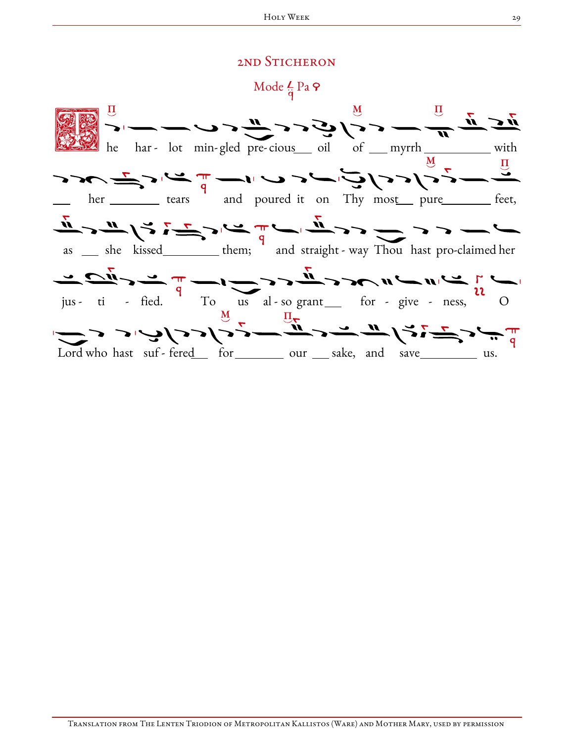## 2nd Sticheron

Mode Pa

The harlot mingled precious oil of myrrh with her tears and poured it on Thy most pure feet, as she kissed them; and straightway Thou hast proclaimed her justified. To us also grant forgiveness, O Lord who hast suffered for our sake, and save us.

Translation from The Lenten Triodion of Metropolitan Kallistos (Ware) and Mother Mary, used by permission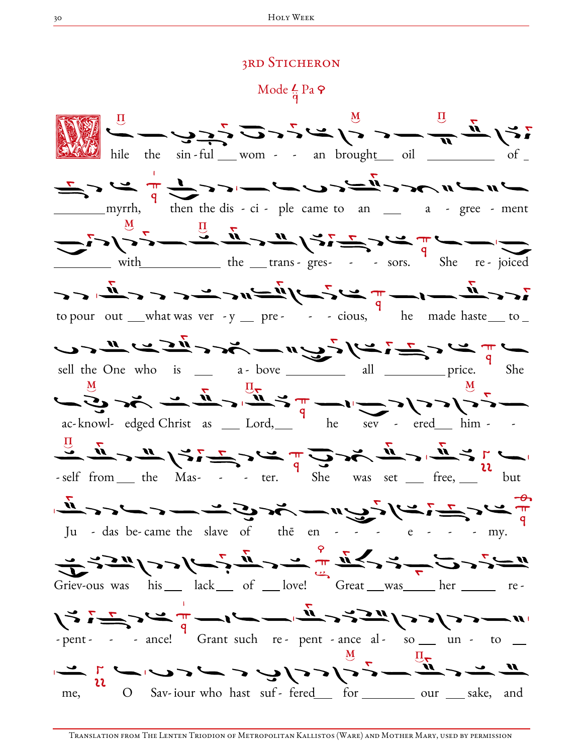## 3rd Sticheron

Mode Pa

While the sin-ful wom - - an brought oil of myrrh, then the dis - ci - ple came to an a - gree - ment with the trans - gres- - - sors. She re - joiced to pour out what was ver - y pre - - - cious, he made haste to sell the One who is a - bove all price. She ac-knowl- edged Christ as Lord, he sev - ered him - - self from the Mas- - - ter. She was set free, but Ju - das be-came the slave of thē en - - - e - - - my. Griev-ous was his lack of love! Great was her re - pent- - - ance! Grant such re - pent - ance al - so un - to me, O Sav-iour who hast suf - fered for our sake, and

Translation from The Lenten Triodion of Metropolitan Kallistos (Ware) and Mother Mary, used by permission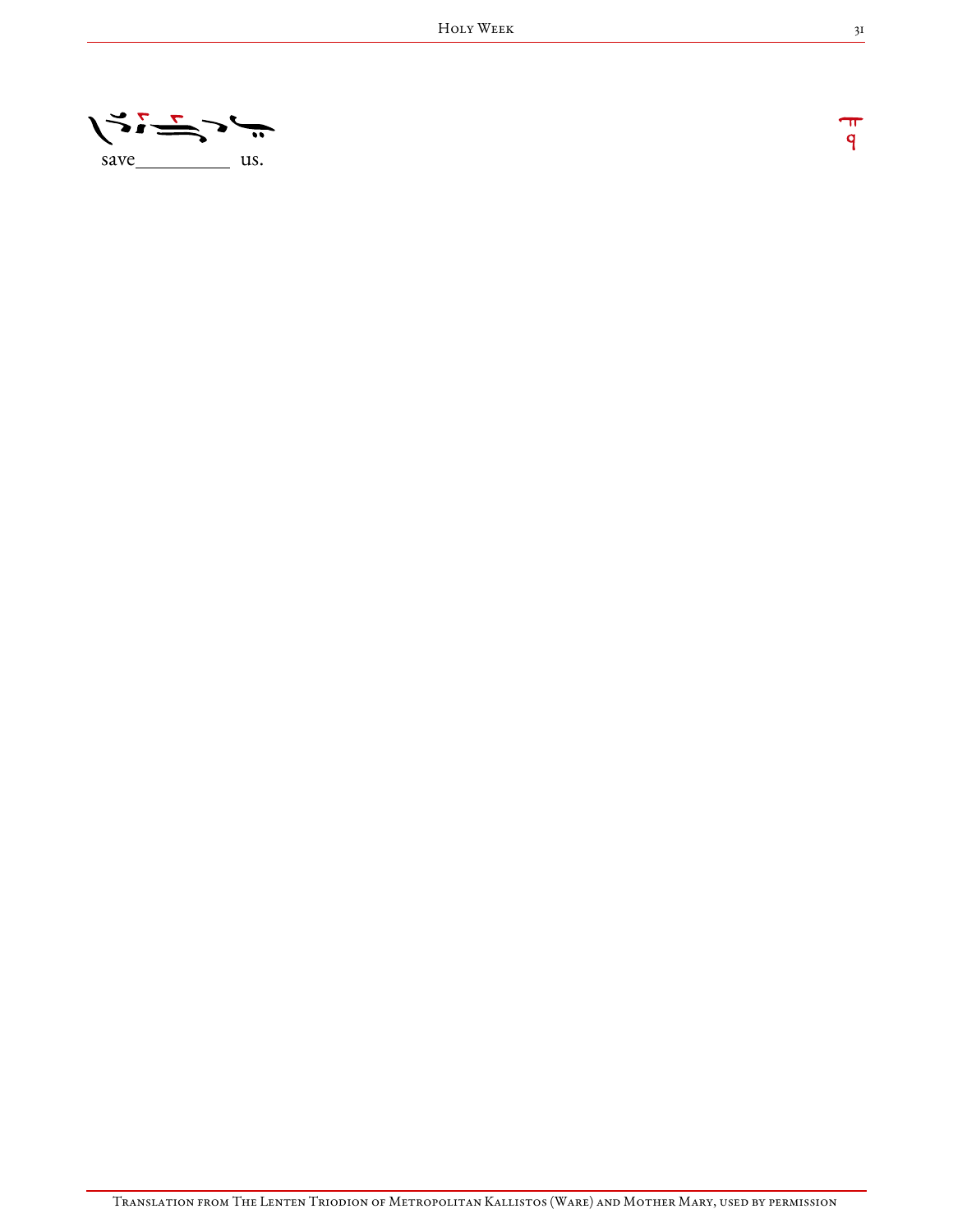save__________ us.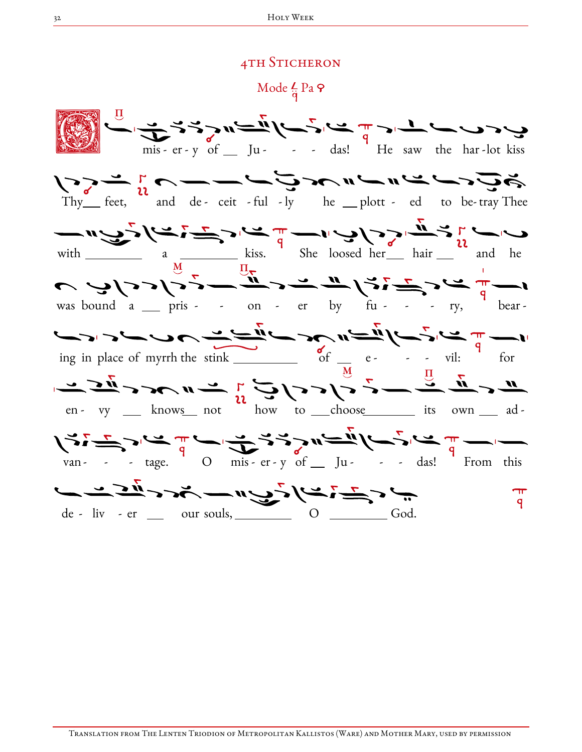## 4th Sticheron

Mode Pa

O mis - er - y of __ Ju - - - das! He saw the har - lot kiss Thy__ feet, and de - ceit - ful - ly he __ plott - ed to be - tray Thee with ________ a ________ kiss. She loosed her__ hair __ and he was bound a __ pris - - on - er by fu - - - ry, bear - ing in place of myrrh the stink ________ of __ e - - - vil: for en - vy __ knows__ not how to __choose________ its own __ ad - van - - - tage. O mis - er - y of __ Ju - - - das! From this de - liv - er __ our souls, ________ O ________ God.

Translation from The Lenten Triodion of Metropolitan Kallistos (Ware) and Mother Mary, used by permission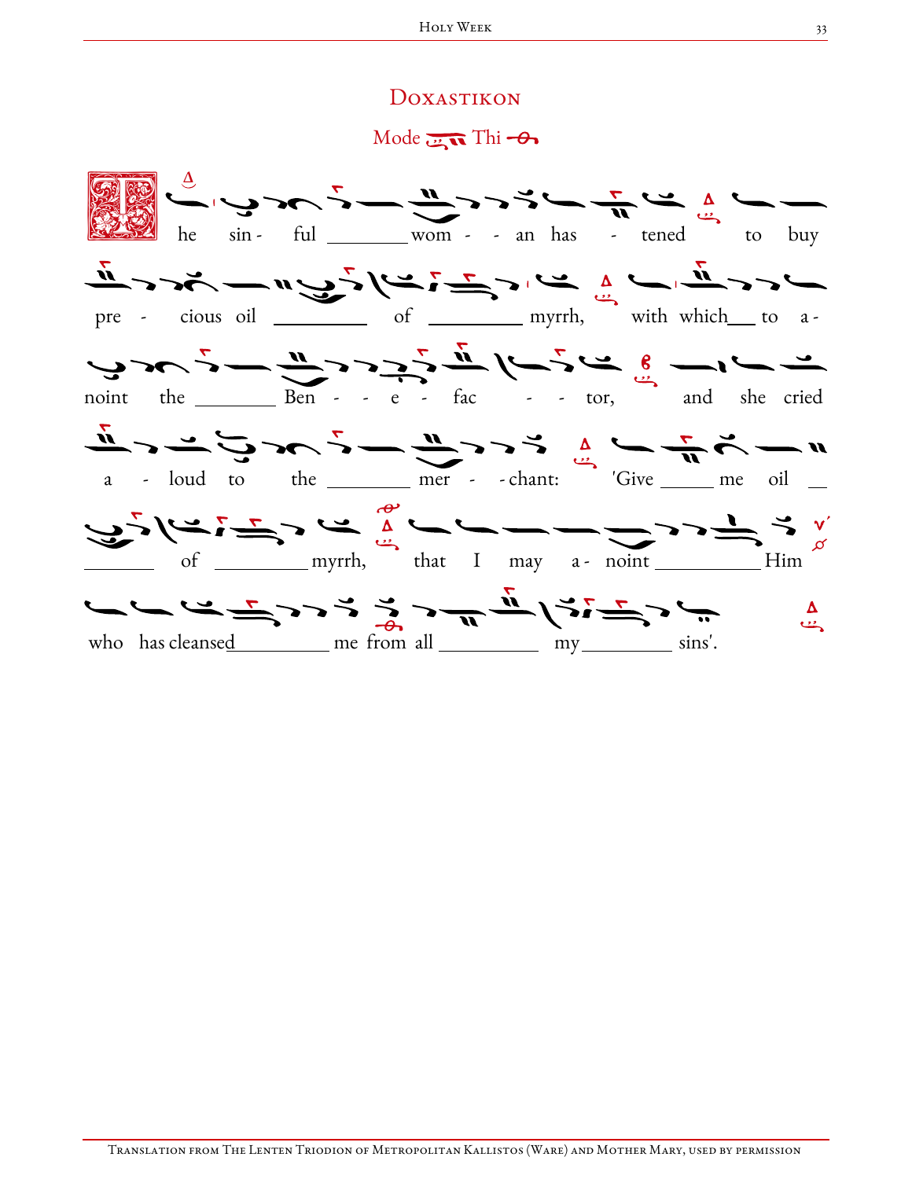# Doxastikon

Mode Thi

The sin - ful \_\_\_\_\_\_\_\_ wom - - an has - tened to buy

pre - cious oil \_\_\_\_\_\_\_\_\_ of \_\_\_\_\_\_\_\_\_ myrrh, with which\_\_ to a -

noint the \_\_\_\_\_\_\_\_ Ben - - e - fac - - tor, and she cried

a - loud to the \_\_\_\_\_\_\_\_ mer - - chant: 'Give \_\_\_\_\_ me oil \_\_

\_\_\_\_\_\_\_ of \_\_\_\_\_\_\_\_\_ myrrh, that I may a - noint \_\_\_\_\_\_\_\_\_\_ Him

who has cleansed\_\_\_\_\_\_\_\_\_ me from all \_\_\_\_\_\_\_\_\_ my\_\_\_\_\_\_\_\_\_ sins'.

Translation from The Lenten Triodion of Metropolitan Kallistos (Ware) and Mother Mary, used by permission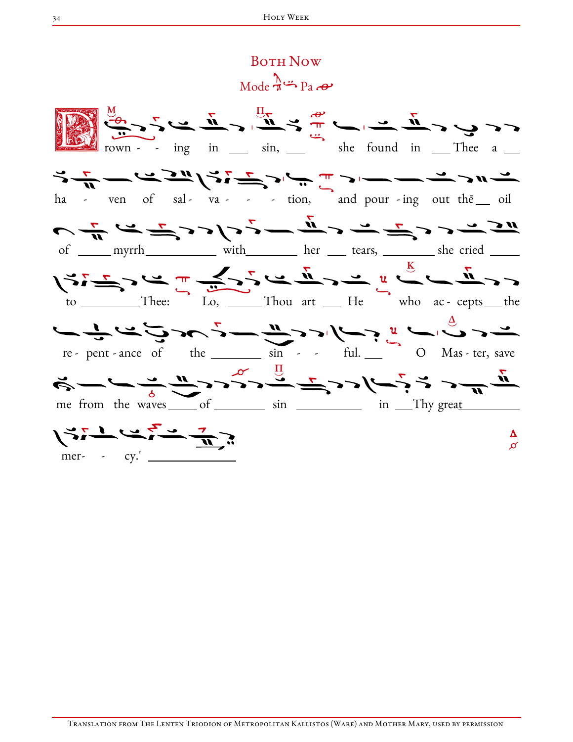# Both Now

Mode Pa

Drowning in sin, she found in Thee a haven of salvation, and pouring out the oil of myrrh with her tears, she cried to Thee: Lo, Thou art He who accepts the repentance of the sinful. O Master, save me from the waves of sin in Thy great mercy.'

Translation from The Lenten Triodion of Metropolitan Kallistos (Ware) and Mother Mary, used by permission